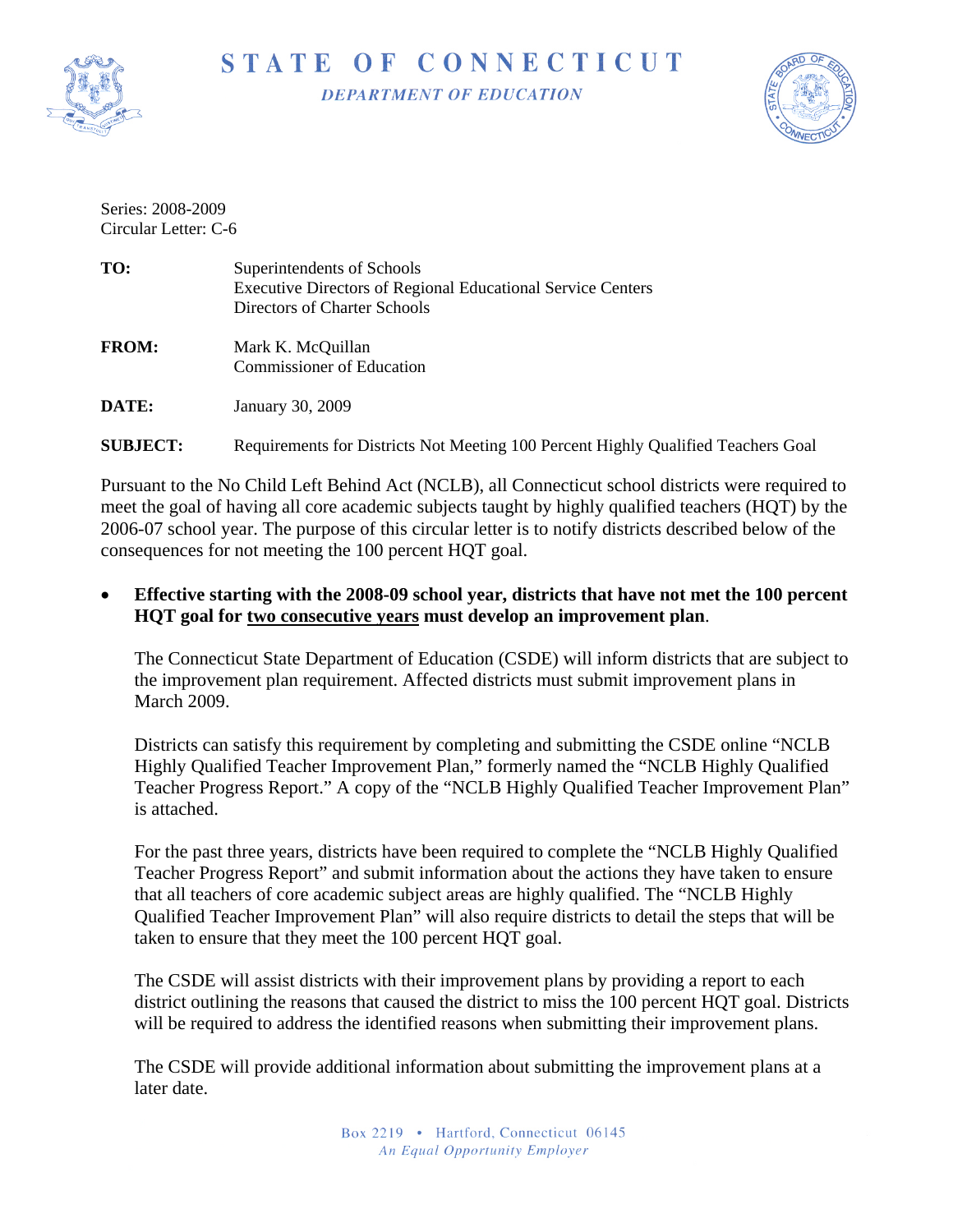# STATE OF CONNECTICUT

*DEPARTMENT OF EDUCATION*

Series: 2008-2009
Circular Letter: C-6

**TO:** Superintendents of Schools
Executive Directors of Regional Educational Service Centers
Directors of Charter Schools

**FROM:** Mark K. McQuillan
Commissioner of Education

**DATE:** January 30, 2009

**SUBJECT:** Requirements for Districts Not Meeting 100 Percent Highly Qualified Teachers Goal

Pursuant to the No Child Left Behind Act (NCLB), all Connecticut school districts were required to meet the goal of having all core academic subjects taught by highly qualified teachers (HQT) by the 2006-07 school year. The purpose of this circular letter is to notify districts described below of the consequences for not meeting the 100 percent HQT goal.

- **Effective starting with the 2008-09 school year, districts that have not met the 100 percent HQT goal for two consecutive years must develop an improvement plan**.

  The Connecticut State Department of Education (CSDE) will inform districts that are subject to the improvement plan requirement. Affected districts must submit improvement plans in March 2009.

  Districts can satisfy this requirement by completing and submitting the CSDE online "NCLB Highly Qualified Teacher Improvement Plan," formerly named the "NCLB Highly Qualified Teacher Progress Report." A copy of the "NCLB Highly Qualified Teacher Improvement Plan" is attached.

  For the past three years, districts have been required to complete the "NCLB Highly Qualified Teacher Progress Report" and submit information about the actions they have taken to ensure that all teachers of core academic subject areas are highly qualified. The "NCLB Highly Qualified Teacher Improvement Plan" will also require districts to detail the steps that will be taken to ensure that they meet the 100 percent HQT goal.

  The CSDE will assist districts with their improvement plans by providing a report to each district outlining the reasons that caused the district to miss the 100 percent HQT goal. Districts will be required to address the identified reasons when submitting their improvement plans.

  The CSDE will provide additional information about submitting the improvement plans at a later date.

Box 2219 • Hartford, Connecticut 06145
*An Equal Opportunity Employer*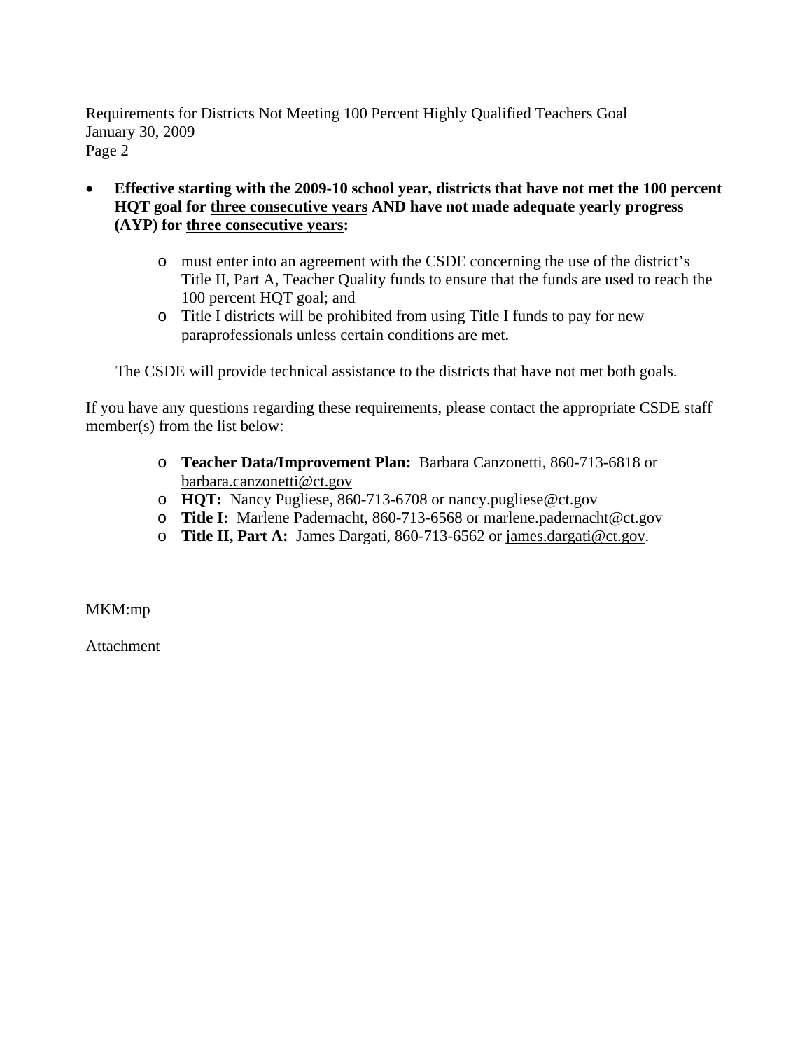- **Effective starting with the 2009-10 school year, districts that have not met the 100 percent HQT goal for <u>three consecutive years</u> AND have not made adequate yearly progress (AYP) for <u>three consecutive years</u>:**

    - must enter into an agreement with the CSDE concerning the use of the district's Title II, Part A, Teacher Quality funds to ensure that the funds are used to reach the 100 percent HQT goal; and
    - Title I districts will be prohibited from using Title I funds to pay for new paraprofessionals unless certain conditions are met.

  The CSDE will provide technical assistance to the districts that have not met both goals.

If you have any questions regarding these requirements, please contact the appropriate CSDE staff member(s) from the list below:

- **Teacher Data/Improvement Plan:** Barbara Canzonetti, 860-713-6818 or barbara.canzonetti@ct.gov
- **HQT:** Nancy Pugliese, 860-713-6708 or nancy.pugliese@ct.gov
- **Title I:** Marlene Padernacht, 860-713-6568 or marlene.padernacht@ct.gov
- **Title II, Part A:** James Dargati, 860-713-6562 or james.dargati@ct.gov.

MKM:mp

Attachment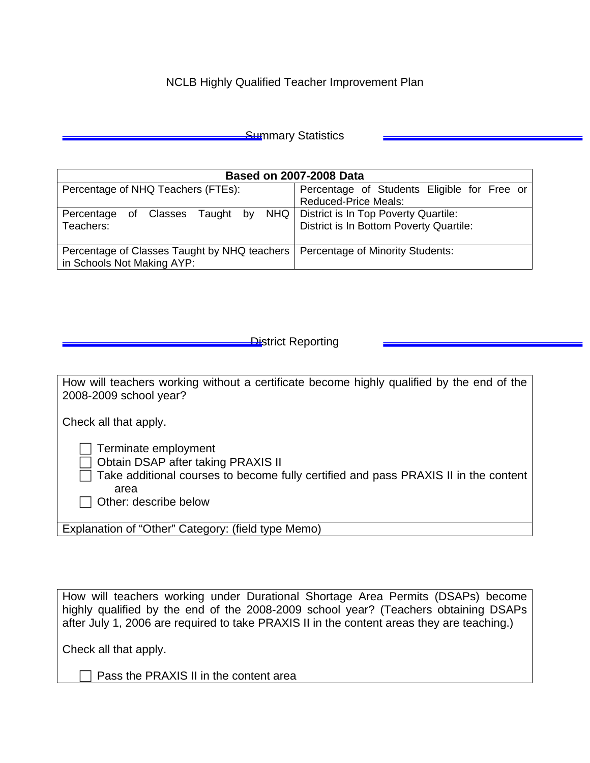# NCLB Highly Qualified Teacher Improvement Plan

## Summary Statistics

| Based on 2007-2008 Data | |
|---|---|
| Percentage of NHQ Teachers (FTEs): | Percentage of Students Eligible for Free or Reduced-Price Meals: |
| Percentage of Classes Taught by NHQ Teachers: | District is In Top Poverty Quartile:<br>District is In Bottom Poverty Quartile: |
| Percentage of Classes Taught by NHQ teachers in Schools Not Making AYP: | Percentage of Minority Students: |

## District Reporting

How will teachers working without a certificate become highly qualified by the end of the 2008-2009 school year?

Check all that apply.

- [ ] Terminate employment
- [ ] Obtain DSAP after taking PRAXIS II
- [ ] Take additional courses to become fully certified and pass PRAXIS II in the content area
- [ ] Other: describe below

Explanation of "Other" Category: (field type Memo)

How will teachers working under Durational Shortage Area Permits (DSAPs) become highly qualified by the end of the 2008-2009 school year? (Teachers obtaining DSAPs after July 1, 2006 are required to take PRAXIS II in the content areas they are teaching.)

Check all that apply.

- [ ] Pass the PRAXIS II in the content area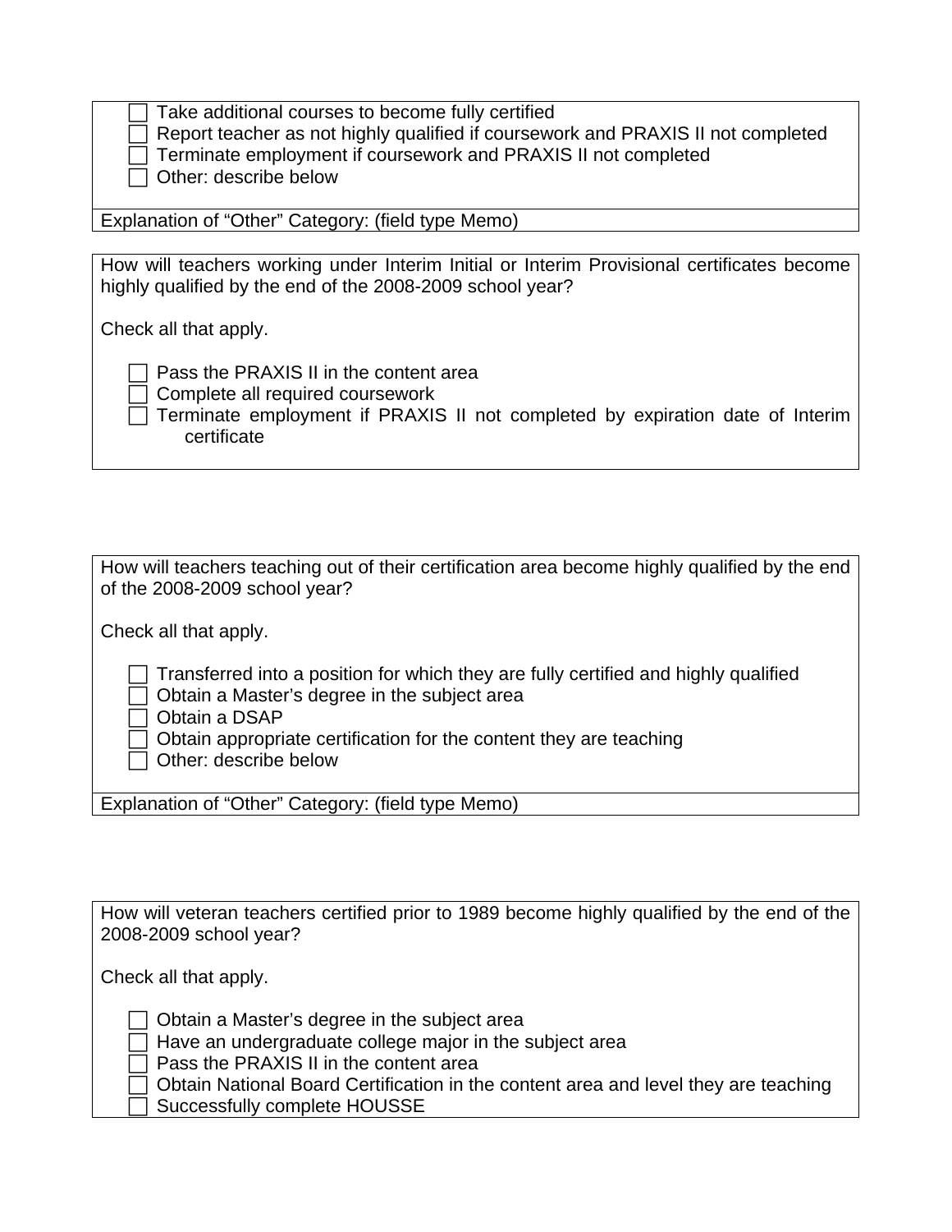- [ ] Take additional courses to become fully certified
- [ ] Report teacher as not highly qualified if coursework and PRAXIS II not completed
- [ ] Terminate employment if coursework and PRAXIS II not completed
- [ ] Other: describe below

Explanation of "Other" Category: (field type Memo)

How will teachers working under Interim Initial or Interim Provisional certificates become highly qualified by the end of the 2008-2009 school year?

Check all that apply.

- [ ] Pass the PRAXIS II in the content area
- [ ] Complete all required coursework
- [ ] Terminate employment if PRAXIS II not completed by expiration date of Interim certificate

How will teachers teaching out of their certification area become highly qualified by the end of the 2008-2009 school year?

Check all that apply.

- [ ] Transferred into a position for which they are fully certified and highly qualified
- [ ] Obtain a Master's degree in the subject area
- [ ] Obtain a DSAP
- [ ] Obtain appropriate certification for the content they are teaching
- [ ] Other: describe below

Explanation of "Other" Category: (field type Memo)

How will veteran teachers certified prior to 1989 become highly qualified by the end of the 2008-2009 school year?

Check all that apply.

- [ ] Obtain a Master's degree in the subject area
- [ ] Have an undergraduate college major in the subject area
- [ ] Pass the PRAXIS II in the content area
- [ ] Obtain National Board Certification in the content area and level they are teaching
- [ ] Successfully complete HOUSSE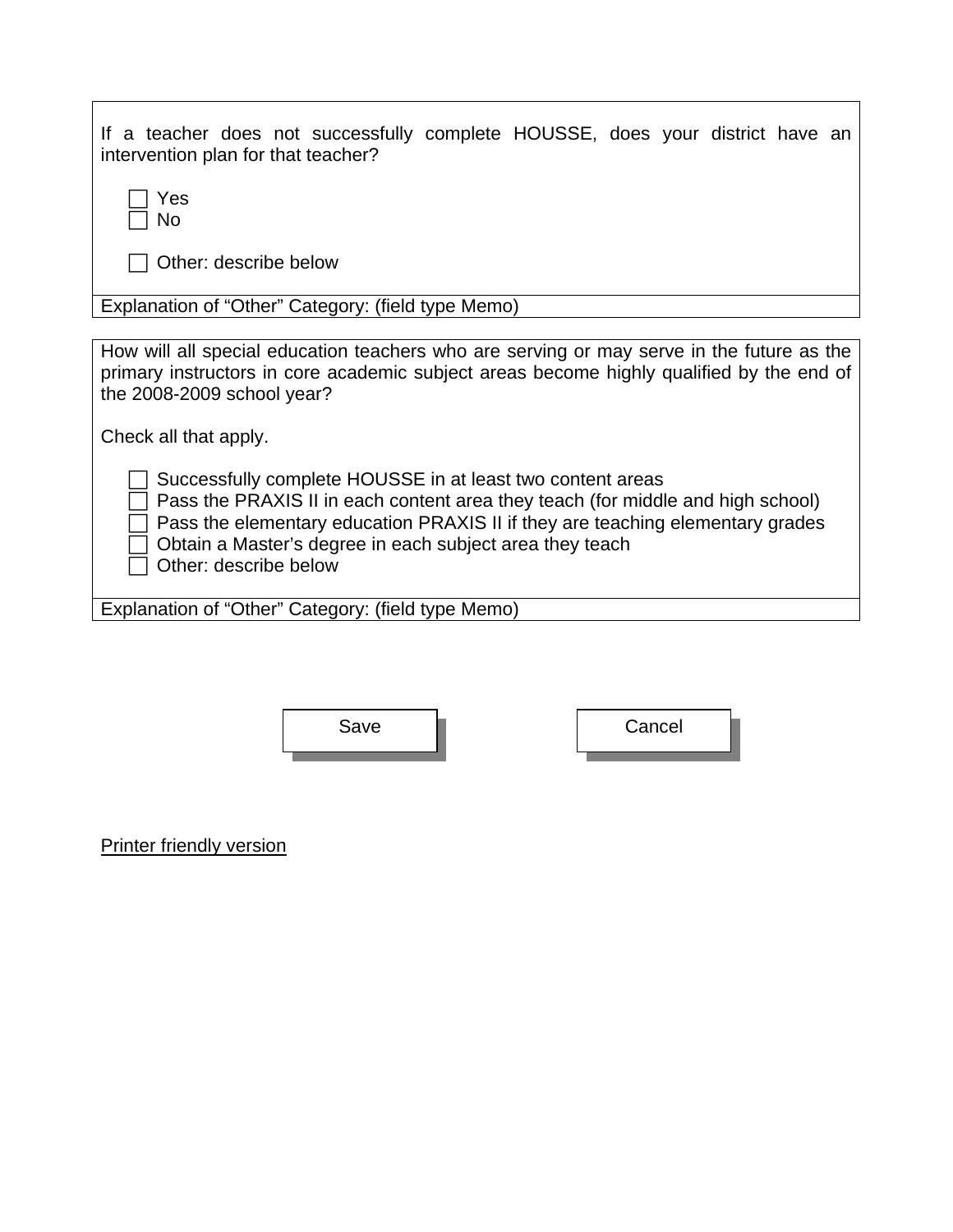If a teacher does not successfully complete HOUSSE, does your district have an intervention plan for that teacher?

- ☐ Yes
- ☐ No

- ☐ Other: describe below

Explanation of "Other" Category: (field type Memo)

How will all special education teachers who are serving or may serve in the future as the primary instructors in core academic subject areas become highly qualified by the end of the 2008-2009 school year?

Check all that apply.

- ☐ Successfully complete HOUSSE in at least two content areas
- ☐ Pass the PRAXIS II in each content area they teach (for middle and high school)
- ☐ Pass the elementary education PRAXIS II if they are teaching elementary grades
- ☐ Obtain a Master's degree in each subject area they teach
- ☐ Other: describe below

Explanation of "Other" Category: (field type Memo)

Save　　　　Cancel

Printer friendly version